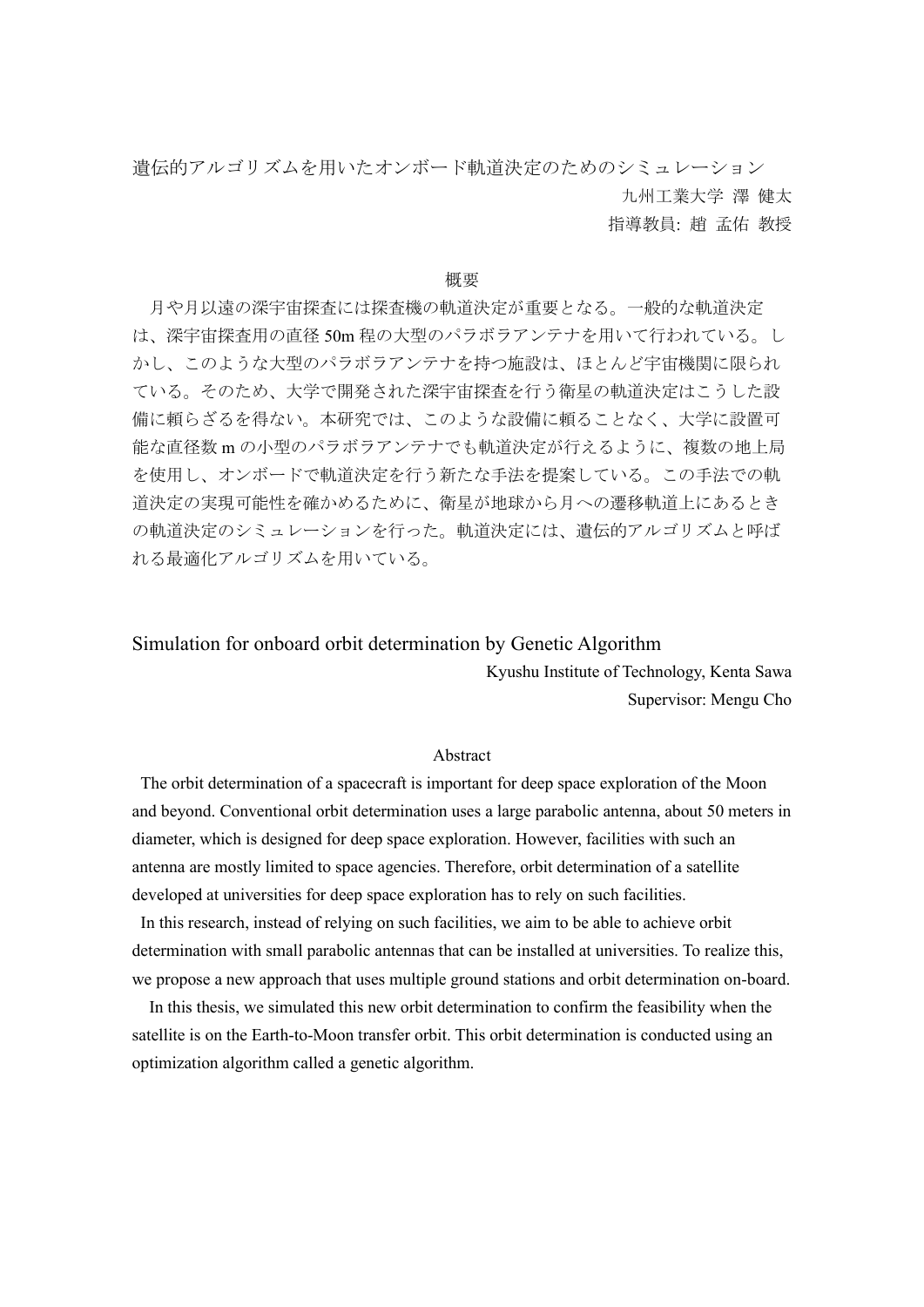# 遺伝的アルゴリズムを用いたオンボード軌道決定のためのシミュレーション

九州工業大学 澤 健太

指導教員: 趙 孟佑 教授

## 概要

月や月以遠の深宇宙探査には探査機の軌道決定が重要となる。一般的な軌道決定は、深宇宙探査用の直径 50m 程の大型のパラボラアンテナを用いて行われている。しかし、このような大型のパラボラアンテナを持つ施設は、ほとんど宇宙機関に限られている。そのため、大学で開発された深宇宙探査を行う衛星の軌道決定はこうした設備に頼らざるを得ない。本研究では、このような設備に頼ることなく、大学に設置可能な直径数 m の小型のパラボラアンテナでも軌道決定が行えるように、複数の地上局を使用し、オンボードで軌道決定を行う新たな手法を提案している。この手法での軌道決定の実現可能性を確かめるために、衛星が地球から月への遷移軌道上にあるときの軌道決定のシミュレーションを行った。軌道決定には、遺伝的アルゴリズムと呼ばれる最適化アルゴリズムを用いている。

# Simulation for onboard orbit determination by Genetic Algorithm

Kyushu Institute of Technology, Kenta Sawa

Supervisor: Mengu Cho

## Abstract

The orbit determination of a spacecraft is important for deep space exploration of the Moon and beyond. Conventional orbit determination uses a large parabolic antenna, about 50 meters in diameter, which is designed for deep space exploration. However, facilities with such an antenna are mostly limited to space agencies. Therefore, orbit determination of a satellite developed at universities for deep space exploration has to rely on such facilities.

In this research, instead of relying on such facilities, we aim to be able to achieve orbit determination with small parabolic antennas that can be installed at universities. To realize this, we propose a new approach that uses multiple ground stations and orbit determination on-board.

In this thesis, we simulated this new orbit determination to confirm the feasibility when the satellite is on the Earth-to-Moon transfer orbit. This orbit determination is conducted using an optimization algorithm called a genetic algorithm.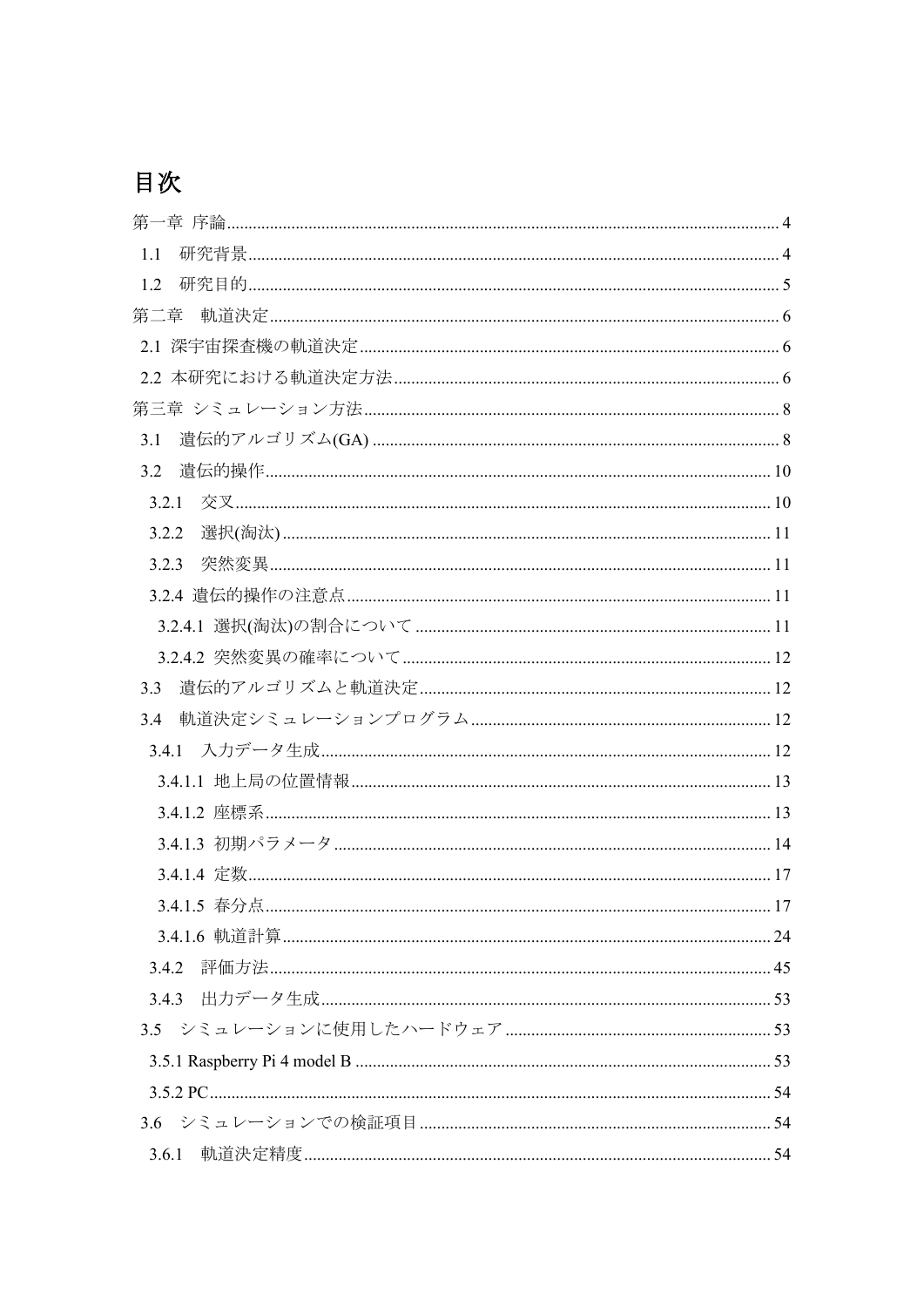# 目次

第一章 序論 ........ 4

1.1　研究背景 ........ 4

1.2　研究目的 ........ 5

第二章　軌道決定 ........ 6

2.1 深宇宙探査機の軌道決定 ........ 6

2.2 本研究における軌道決定方法 ........ 6

第三章 シミュレーション方法 ........ 8

3.1　遺伝的アルゴリズム(GA) ........ 8

3.2　遺伝的操作 ........ 10

3.2.1　交叉 ........ 10

3.2.2　選択(淘汰) ........ 11

3.2.3　突然変異 ........ 11

3.2.4 遺伝的操作の注意点 ........ 11

3.2.4.1 選択(淘汰)の割合について ........ 11

3.2.4.2 突然変異の確率について ........ 12

3.3　遺伝的アルゴリズムと軌道決定 ........ 12

3.4　軌道決定シミュレーションプログラム ........ 12

3.4.1　入力データ生成 ........ 12

3.4.1.1 地上局の位置情報 ........ 13

3.4.1.2 座標系 ........ 13

3.4.1.3 初期パラメータ ........ 14

3.4.1.4 定数 ........ 17

3.4.1.5 春分点 ........ 17

3.4.1.6 軌道計算 ........ 24

3.4.2　評価方法 ........ 45

3.4.3　出力データ生成 ........ 53

3.5　シミュレーションに使用したハードウェア ........ 53

3.5.1 Raspberry Pi 4 model B ........ 53

3.5.2 PC ........ 54

3.6　シミュレーションでの検証項目 ........ 54

3.6.1　軌道決定精度 ........ 54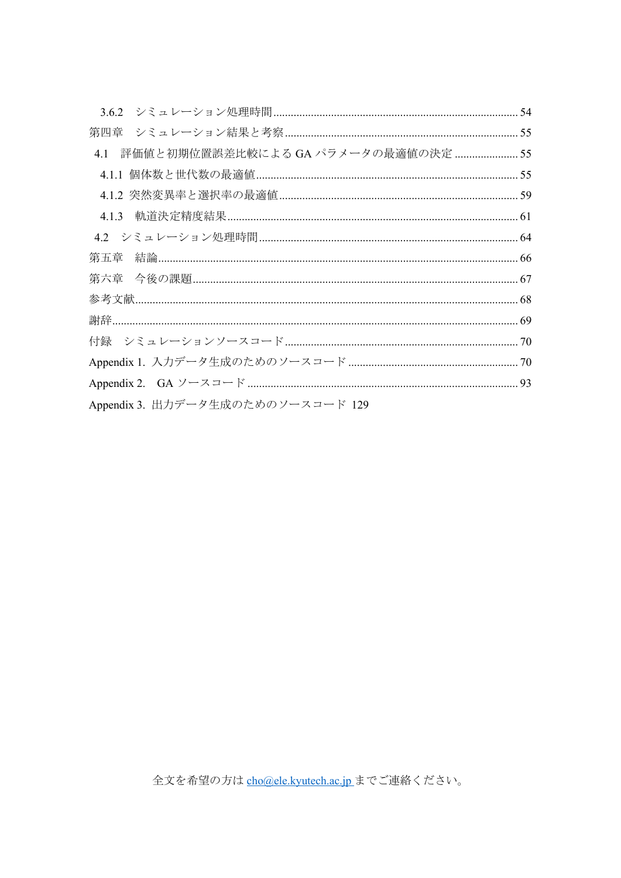3.6.2　シミュレーション処理時間 .................................................................................... 54

第四章　シミュレーション結果と考察 ................................................................................ 55

4.1　評価値と初期位置誤差比較による GA パラメータの最適値の決定 ...................... 55

4.1.1 個体数と世代数の最適値 ......................................................................................... 55

4.1.2 突然変異率と選択率の最適値 ................................................................................. 59

4.1.3　軌道決定精度結果 .................................................................................................... 61

4.2　シミュレーション処理時間 ........................................................................................ 64

第五章　結論 ........................................................................................................................... 66

第六章　今後の課題 ............................................................................................................... 67

参考文献 ................................................................................................................................... 68

謝辞 ........................................................................................................................................... 69

付録　シミュレーションソースコード ................................................................................ 70

Appendix 1. 入力データ生成のためのソースコード .......................................................... 70

Appendix 2.　GA ソースコード ............................................................................................ 93

Appendix 3. 出力データ生成のためのソースコード 129

全文を希望の方は cho@ele.kyutech.ac.jp までご連絡ください。